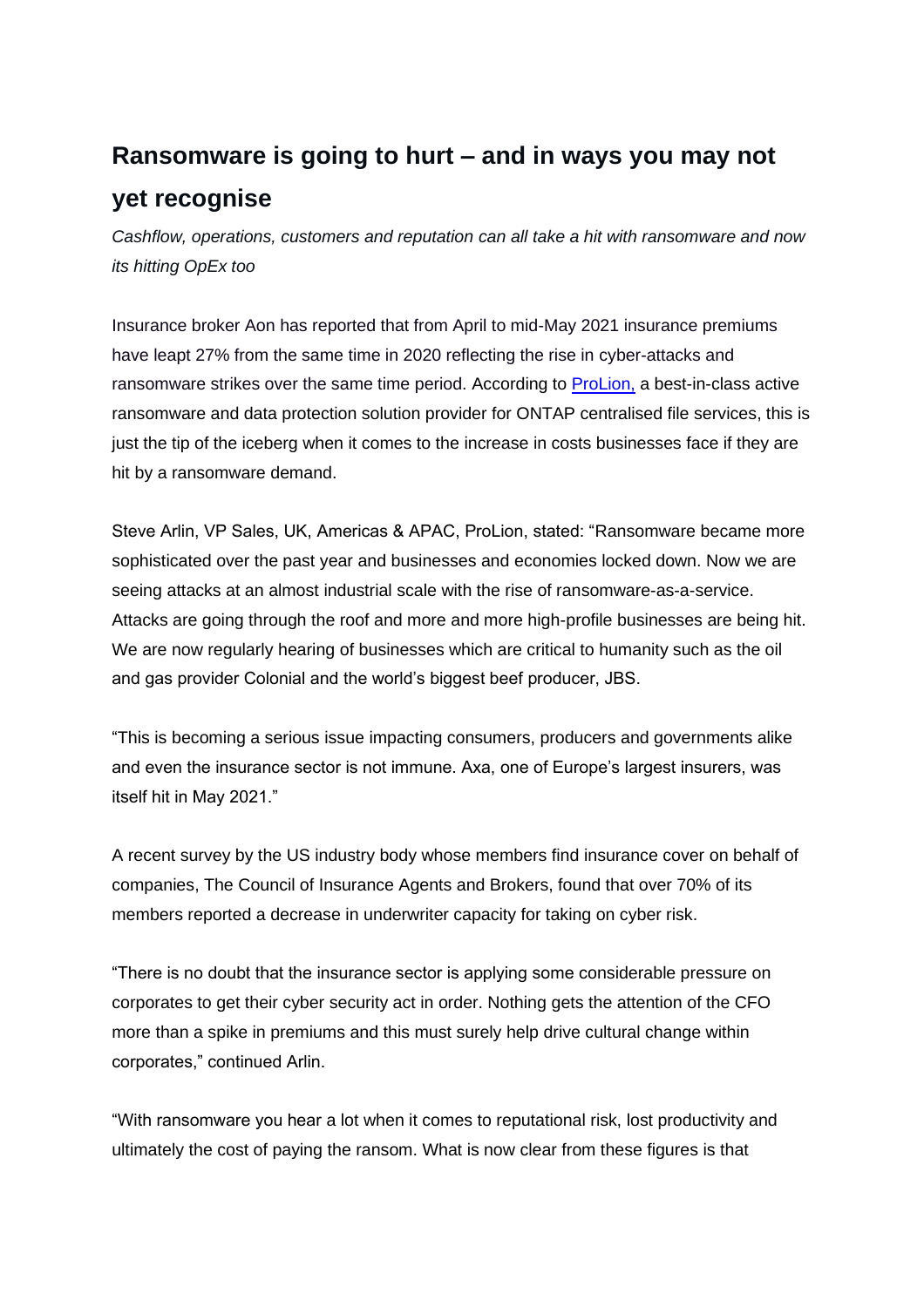# Ransomware is going to hurt – and in ways you may not yet recognise

*Cashflow, operations, customers and reputation can all take a hit with ransomware and now its hitting OpEx too*

Insurance broker Aon has reported that from April to mid-May 2021 insurance premiums have leapt 27% from the same time in 2020 reflecting the rise in cyber-attacks and ransomware strikes over the same time period. According to [ProLion,]() a best-in-class active ransomware and data protection solution provider for ONTAP centralised file services, this is just the tip of the iceberg when it comes to the increase in costs businesses face if they are hit by a ransomware demand.

Steve Arlin, VP Sales, UK, Americas & APAC, ProLion, stated: "Ransomware became more sophisticated over the past year and businesses and economies locked down. Now we are seeing attacks at an almost industrial scale with the rise of ransomware-as-a-service. Attacks are going through the roof and more and more high-profile businesses are being hit. We are now regularly hearing of businesses which are critical to humanity such as the oil and gas provider Colonial and the world's biggest beef producer, JBS.

"This is becoming a serious issue impacting consumers, producers and governments alike and even the insurance sector is not immune. Axa, one of Europe's largest insurers, was itself hit in May 2021."

A recent survey by the US industry body whose members find insurance cover on behalf of companies, The Council of Insurance Agents and Brokers, found that over 70% of its members reported a decrease in underwriter capacity for taking on cyber risk.

"There is no doubt that the insurance sector is applying some considerable pressure on corporates to get their cyber security act in order. Nothing gets the attention of the CFO more than a spike in premiums and this must surely help drive cultural change within corporates," continued Arlin.

"With ransomware you hear a lot when it comes to reputational risk, lost productivity and ultimately the cost of paying the ransom. What is now clear from these figures is that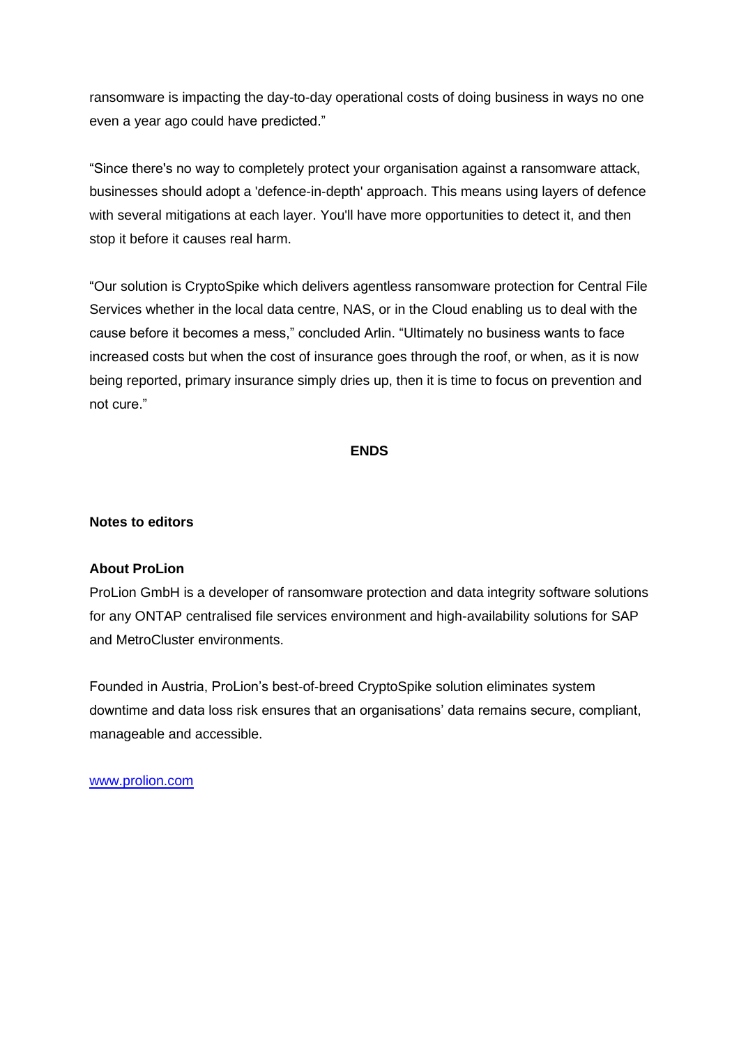ransomware is impacting the day-to-day operational costs of doing business in ways no one even a year ago could have predicted."

"Since there's no way to completely protect your organisation against a ransomware attack, businesses should adopt a 'defence-in-depth' approach. This means using layers of defence with several mitigations at each layer. You'll have more opportunities to detect it, and then stop it before it causes real harm.

"Our solution is CryptoSpike which delivers agentless ransomware protection for Central File Services whether in the local data centre, NAS, or in the Cloud enabling us to deal with the cause before it becomes a mess," concluded Arlin. "Ultimately no business wants to face increased costs but when the cost of insurance goes through the roof, or when, as it is now being reported, primary insurance simply dries up, then it is time to focus on prevention and not cure."

**ENDS**

**Notes to editors**

**About ProLion**

ProLion GmbH is a developer of ransomware protection and data integrity software solutions for any ONTAP centralised file services environment and high-availability solutions for SAP and MetroCluster environments.

Founded in Austria, ProLion's best-of-breed CryptoSpike solution eliminates system downtime and data loss risk ensures that an organisations' data remains secure, compliant, manageable and accessible.

[www.prolion.com](http://www.prolion.com)